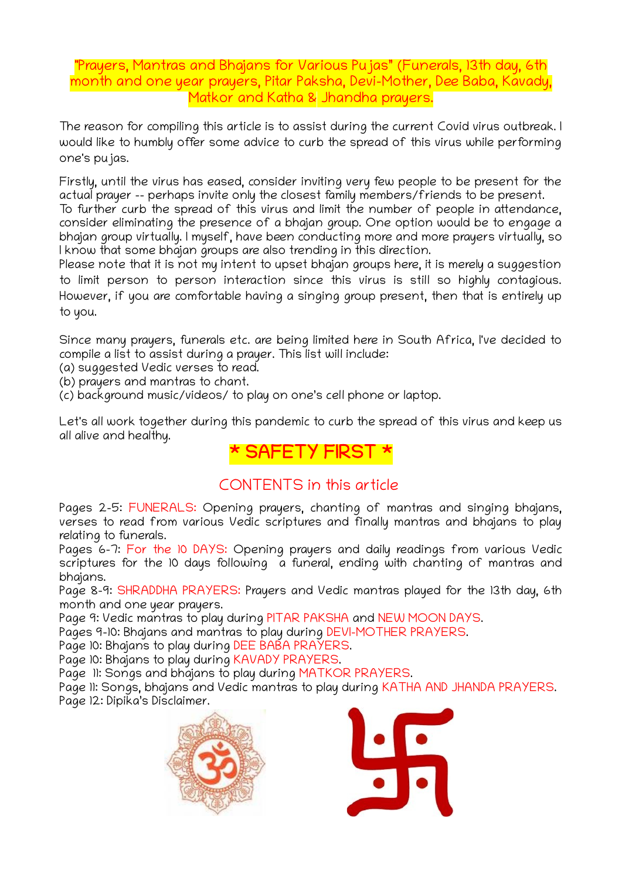# "Prayers, Mantras and Bhajans for Various Pujas" (Funerals, 13th day, 6th month and one year prayers, Pitar Paksha, Devi-Mother, Dee Baba, Kavady, Matkor and Katha & Jhandha prayers.

The reason for compiling this article is to assist during the current Covid virus outbreak. I would like to humbly offer some advice to curb the spread of this virus while performing one's pujas.

Firstly, until the virus has eased, consider inviting very few people to be present for the actual prayer -- perhaps invite only the closest family members/friends to be present.
To further curb the spread of this virus and limit the number of people in attendance, consider eliminating the presence of a bhajan group. One option would be to engage a bhajan group virtually. I myself, have been conducting more and more prayers virtually, so I know that some bhajan groups are also trending in this direction.
Please note that it is not my intent to upset bhajan groups here, it is merely a suggestion to limit person to person interaction since this virus is still so highly contagious. However, if you are comfortable having a singing group present, then that is entirely up to you.

Since many prayers, funerals etc. are being limited here in South Africa, I've decided to compile a list to assist during a prayer. This list will include:
(a) suggested Vedic verses to read.
(b) prayers and mantras to chant.
(c) background music/videos/ to play on one's cell phone or laptop.

Let's all work together during this pandemic to curb the spread of this virus and keep us all alive and healthy.

## * SAFETY FIRST *

## CONTENTS in this article

Pages 2-5: FUNERALS: Opening prayers, chanting of mantras and singing bhajans, verses to read from various Vedic scriptures and finally mantras and bhajans to play relating to funerals.
Pages 6-7: For the 10 DAYS: Opening prayers and daily readings from various Vedic scriptures for the 10 days following a funeral, ending with chanting of mantras and bhajans.
Page 8-9: SHRADDHA PRAYERS: Prayers and Vedic mantras played for the 13th day, 6th month and one year prayers.
Page 9: Vedic mantras to play during PITAR PAKSHA and NEW MOON DAYS.
Pages 9-10: Bhajans and mantras to play during DEVI-MOTHER PRAYERS.
Page 10: Bhajans to play during DEE BABA PRAYERS.
Page 10: Bhajans to play during KAVADY PRAYERS.
Page 11: Songs and bhajans to play during MATKOR PRAYERS.
Page 11: Songs, bhajans and Vedic mantras to play during KATHA AND JHANDA PRAYERS.
Page 12: Dipika's Disclaimer.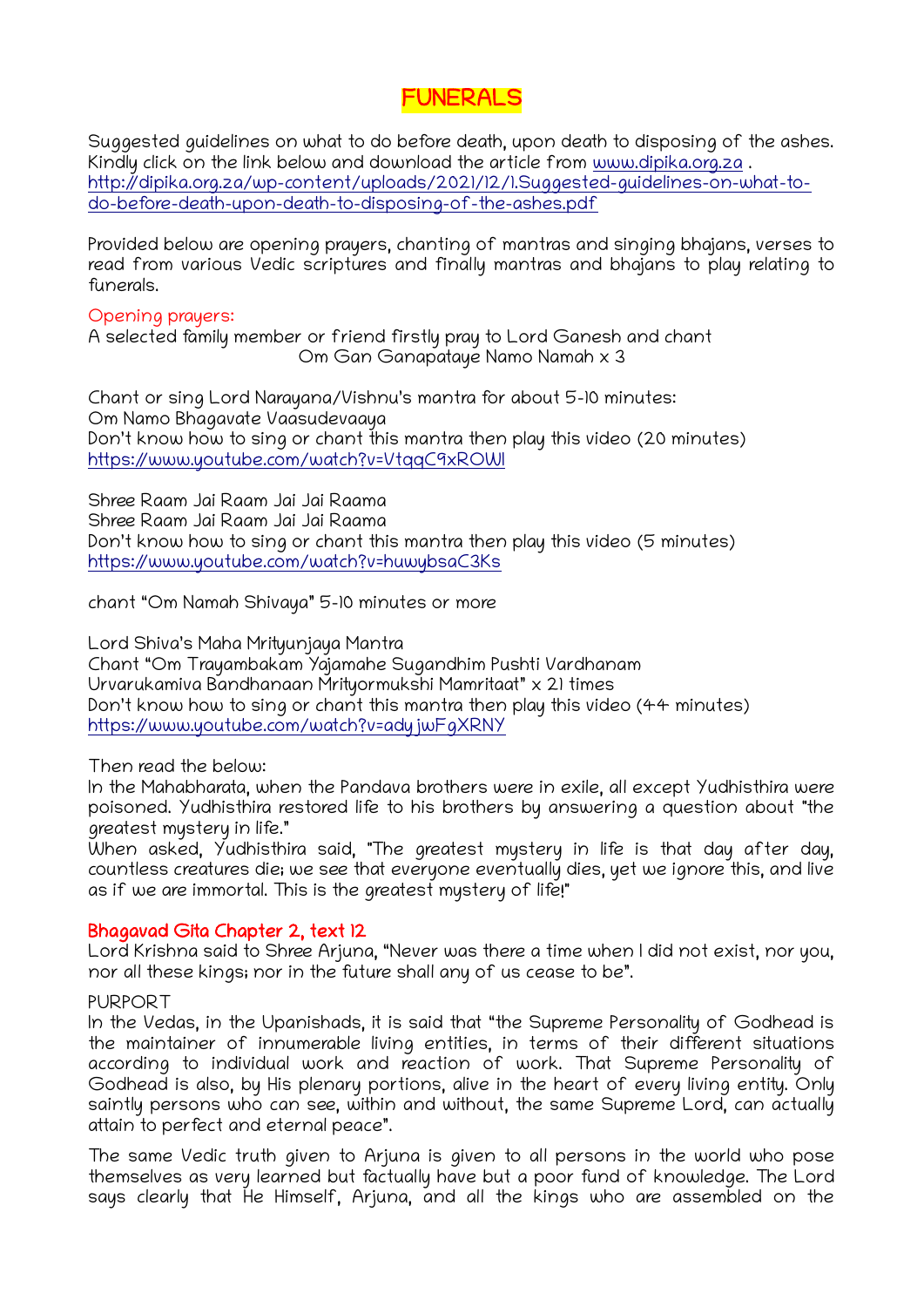# FUNERALS

Suggested guidelines on what to do before death, upon death to disposing of the ashes. Kindly click on the link below and download the article from www.dipika.org.za . http://dipika.org.za/wp-content/uploads/2021/12/1.Suggested-guidelines-on-what-to-do-before-death-upon-death-to-disposing-of-the-ashes.pdf

Provided below are opening prayers, chanting of mantras and singing bhajans, verses to read from various Vedic scriptures and finally mantras and bhajans to play relating to funerals.

## Opening prayers:

A selected family member or friend firstly pray to Lord Ganesh and chant

Om Gan Ganapataye Namo Namah x 3

Chant or sing Lord Narayana/Vishnu's mantra for about 5-10 minutes:
Om Namo Bhagavate Vaasudevaaya
Don't know how to sing or chant this mantra then play this video (20 minutes)
https://www.youtube.com/watch?v=VtqqC9xROWI

Shree Raam Jai Raam Jai Jai Raama
Shree Raam Jai Raam Jai Jai Raama
Don't know how to sing or chant this mantra then play this video (5 minutes)
https://www.youtube.com/watch?v=huwybsaC3Ks

chant "Om Namah Shivaya" 5-10 minutes or more

Lord Shiva's Maha Mrityunjaya Mantra
Chant "Om Trayambakam Yajamahe Sugandhim Pushti Vardhanam Urvarukamiva Bandhanaan Mrityormukshi Mamritaat" x 21 times
Don't know how to sing or chant this mantra then play this video (44 minutes)
https://www.youtube.com/watch?v=adyjwFgXRNY

Then read the below:
In the Mahabharata, when the Pandava brothers were in exile, all except Yudhisthira were poisoned. Yudhisthira restored life to his brothers by answering a question about "the greatest mystery in life."
When asked, Yudhisthira said, "The greatest mystery in life is that day after day, countless creatures die; we see that everyone eventually dies, yet we ignore this, and live as if we are immortal. This is the greatest mystery of life!"

## Bhagavad Gita Chapter 2, text 12

Lord Krishna said to Shree Arjuna, "Never was there a time when I did not exist, nor you, nor all these kings; nor in the future shall any of us cease to be".

PURPORT
In the Vedas, in the Upanishads, it is said that "the Supreme Personality of Godhead is the maintainer of innumerable living entities, in terms of their different situations according to individual work and reaction of work. That Supreme Personality of Godhead is also, by His plenary portions, alive in the heart of every living entity. Only saintly persons who can see, within and without, the same Supreme Lord, can actually attain to perfect and eternal peace".

The same Vedic truth given to Arjuna is given to all persons in the world who pose themselves as very learned but factually have but a poor fund of knowledge. The Lord says clearly that He Himself, Arjuna, and all the kings who are assembled on the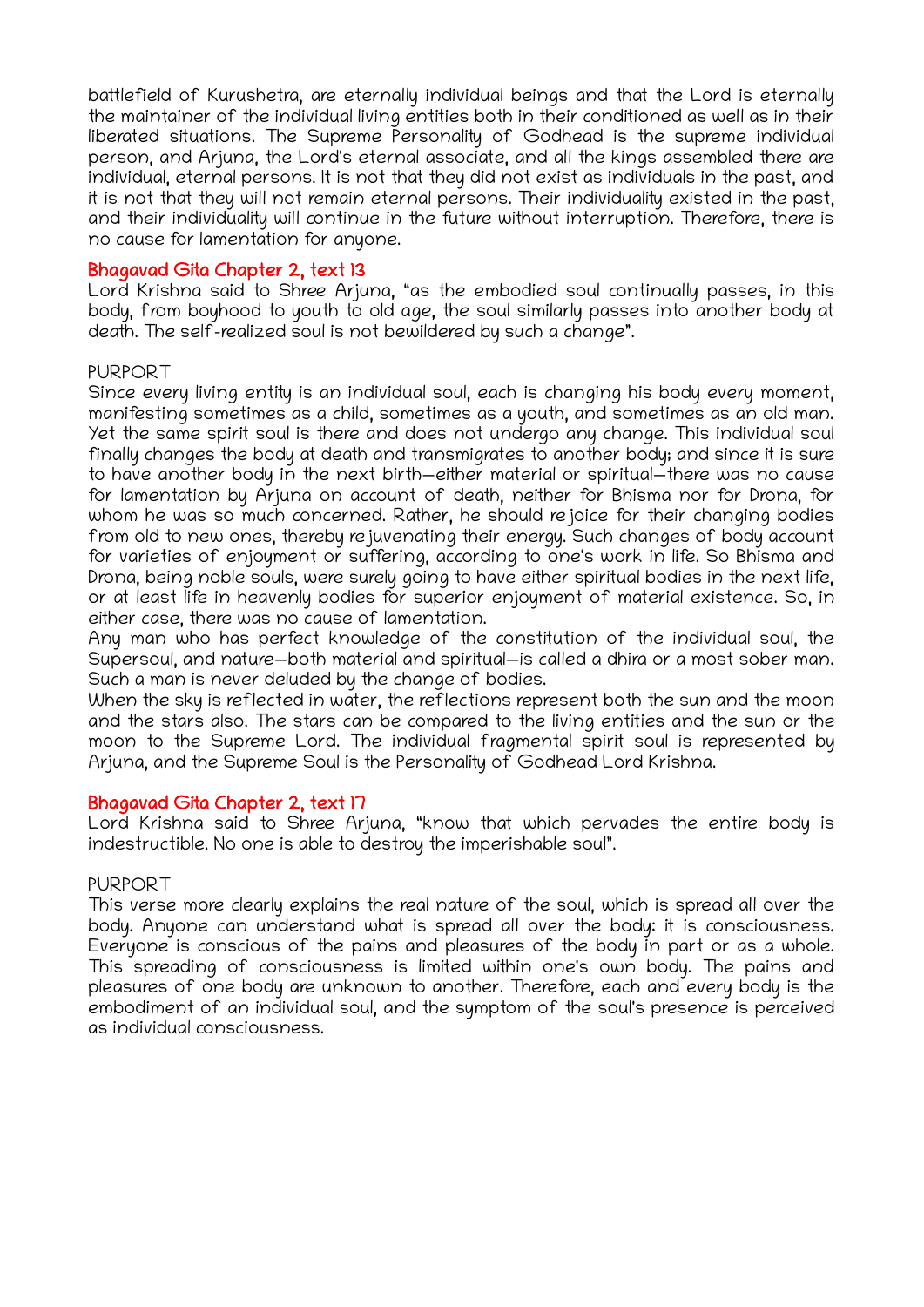battlefield of Kurushetra, are eternally individual beings and that the Lord is eternally the maintainer of the individual living entities both in their conditioned as well as in their liberated situations. The Supreme Personality of Godhead is the supreme individual person, and Arjuna, the Lord's eternal associate, and all the kings assembled there are individual, eternal persons. It is not that they did not exist as individuals in the past, and it is not that they will not remain eternal persons. Their individuality existed in the past, and their individuality will continue in the future without interruption. Therefore, there is no cause for lamentation for anyone.

## Bhagavad Gita Chapter 2, text 13

Lord Krishna said to Shree Arjuna, "as the embodied soul continually passes, in this body, from boyhood to youth to old age, the soul similarly passes into another body at death. The self-realized soul is not bewildered by such a change".

PURPORT

Since every living entity is an individual soul, each is changing his body every moment, manifesting sometimes as a child, sometimes as a youth, and sometimes as an old man. Yet the same spirit soul is there and does not undergo any change. This individual soul finally changes the body at death and transmigrates to another body; and since it is sure to have another body in the next birth—either material or spiritual—there was no cause for lamentation by Arjuna on account of death, neither for Bhisma nor for Drona, for whom he was so much concerned. Rather, he should rejoice for their changing bodies from old to new ones, thereby rejuvenating their energy. Such changes of body account for varieties of enjoyment or suffering, according to one's work in life. So Bhisma and Drona, being noble souls, were surely going to have either spiritual bodies in the next life, or at least life in heavenly bodies for superior enjoyment of material existence. So, in either case, there was no cause of lamentation.

Any man who has perfect knowledge of the constitution of the individual soul, the Supersoul, and nature—both material and spiritual—is called a dhira or a most sober man. Such a man is never deluded by the change of bodies.

When the sky is reflected in water, the reflections represent both the sun and the moon and the stars also. The stars can be compared to the living entities and the sun or the moon to the Supreme Lord. The individual fragmental spirit soul is represented by Arjuna, and the Supreme Soul is the Personality of Godhead Lord Krishna.

## Bhagavad Gita Chapter 2, text 17

Lord Krishna said to Shree Arjuna, "know that which pervades the entire body is indestructible. No one is able to destroy the imperishable soul".

PURPORT

This verse more clearly explains the real nature of the soul, which is spread all over the body. Anyone can understand what is spread all over the body: it is consciousness. Everyone is conscious of the pains and pleasures of the body in part or as a whole. This spreading of consciousness is limited within one's own body. The pains and pleasures of one body are unknown to another. Therefore, each and every body is the embodiment of an individual soul, and the symptom of the soul's presence is perceived as individual consciousness.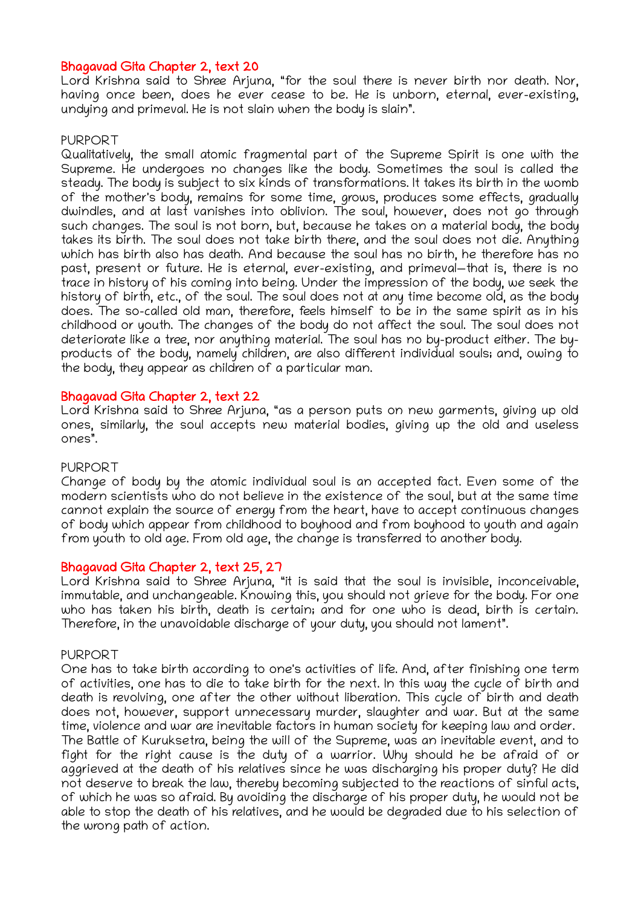### Bhagavad Gita Chapter 2, text 20

Lord Krishna said to Shree Arjuna, "for the soul there is never birth nor death. Nor, having once been, does he ever cease to be. He is unborn, eternal, ever-existing, undying and primeval. He is not slain when the body is slain".

PURPORT

Qualitatively, the small atomic fragmental part of the Supreme Spirit is one with the Supreme. He undergoes no changes like the body. Sometimes the soul is called the steady. The body is subject to six kinds of transformations. It takes its birth in the womb of the mother's body, remains for some time, grows, produces some effects, gradually dwindles, and at last vanishes into oblivion. The soul, however, does not go through such changes. The soul is not born, but, because he takes on a material body, the body takes its birth. The soul does not take birth there, and the soul does not die. Anything which has birth also has death. And because the soul has no birth, he therefore has no past, present or future. He is eternal, ever-existing, and primeval—that is, there is no trace in history of his coming into being. Under the impression of the body, we seek the history of birth, etc., of the soul. The soul does not at any time become old, as the body does. The so-called old man, therefore, feels himself to be in the same spirit as in his childhood or youth. The changes of the body do not affect the soul. The soul does not deteriorate like a tree, nor anything material. The soul has no by-product either. The by-products of the body, namely children, are also different individual souls; and, owing to the body, they appear as children of a particular man.

### Bhagavad Gita Chapter 2, text 22

Lord Krishna said to Shree Arjuna, "as a person puts on new garments, giving up old ones, similarly, the soul accepts new material bodies, giving up the old and useless ones".

PURPORT

Change of body by the atomic individual soul is an accepted fact. Even some of the modern scientists who do not believe in the existence of the soul, but at the same time cannot explain the source of energy from the heart, have to accept continuous changes of body which appear from childhood to boyhood and from boyhood to youth and again from youth to old age. From old age, the change is transferred to another body.

### Bhagavad Gita Chapter 2, text 25, 27

Lord Krishna said to Shree Arjuna, "it is said that the soul is invisible, inconceivable, immutable, and unchangeable. Knowing this, you should not grieve for the body. For one who has taken his birth, death is certain; and for one who is dead, birth is certain. Therefore, in the unavoidable discharge of your duty, you should not lament".

PURPORT

One has to take birth according to one's activities of life. And, after finishing one term of activities, one has to die to take birth for the next. In this way the cycle of birth and death is revolving, one after the other without liberation. This cycle of birth and death does not, however, support unnecessary murder, slaughter and war. But at the same time, violence and war are inevitable factors in human society for keeping law and order. The Battle of Kuruksetra, being the will of the Supreme, was an inevitable event, and to fight for the right cause is the duty of a warrior. Why should he be afraid of or aggrieved at the death of his relatives since he was discharging his proper duty? He did not deserve to break the law, thereby becoming subjected to the reactions of sinful acts, of which he was so afraid. By avoiding the discharge of his proper duty, he would not be able to stop the death of his relatives, and he would be degraded due to his selection of the wrong path of action.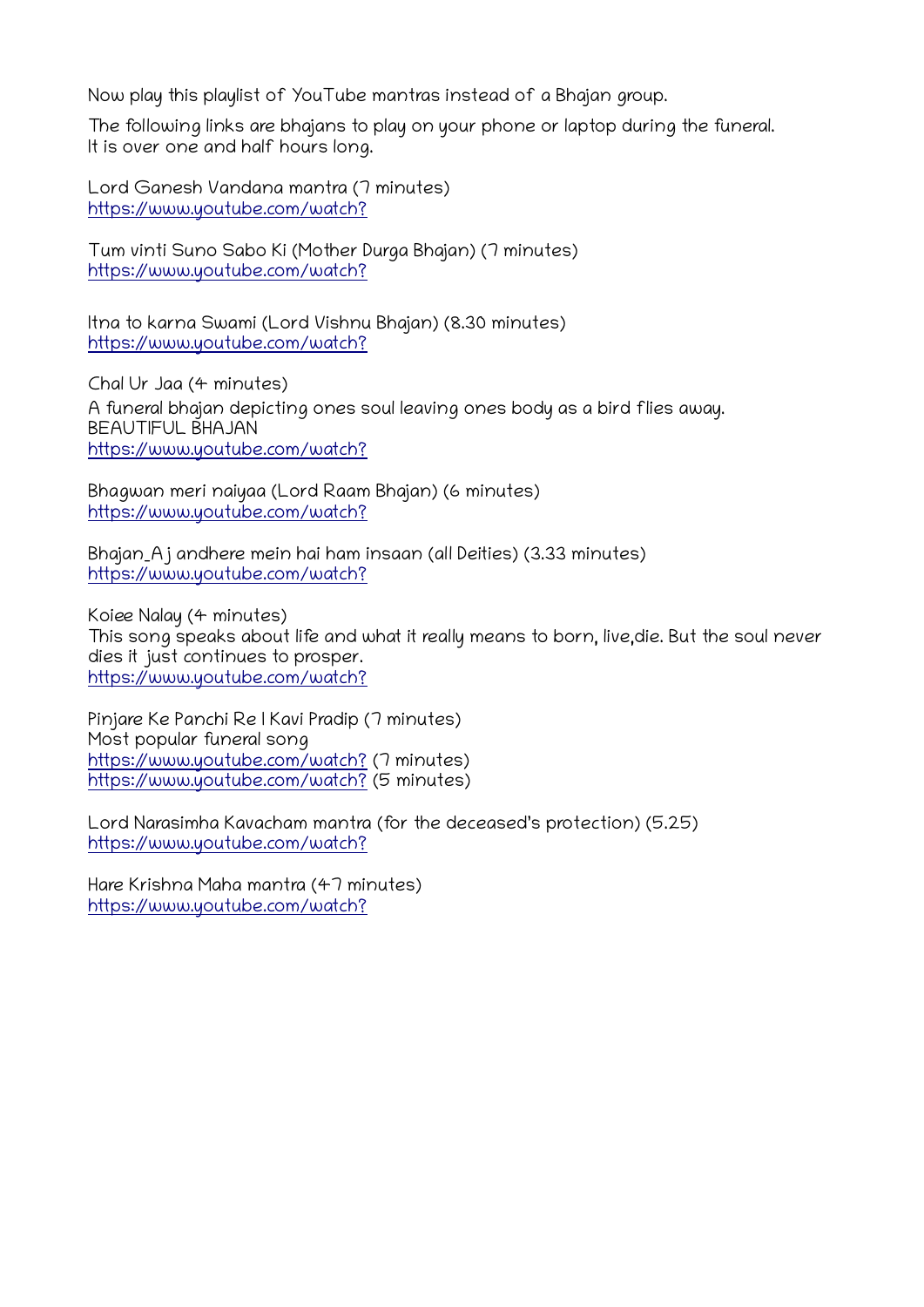Now play this playlist of YouTube mantras instead of a Bhajan group.

The following links are bhajans to play on your phone or laptop during the funeral.
It is over one and half hours long.

Lord Ganesh Vandana mantra (7 minutes)
https://www.youtube.com/watch?

Tum vinti Suno Sabo Ki (Mother Durga Bhajan) (7 minutes)
https://www.youtube.com/watch?

Itna to karna Swami (Lord Vishnu Bhajan) (8.30 minutes)
https://www.youtube.com/watch?

Chal Ur Jaa (4 minutes)
A funeral bhajan depicting ones soul leaving ones body as a bird flies away.
BEAUTIFUL BHAJAN
https://www.youtube.com/watch?

Bhagwan meri naiyaa (Lord Raam Bhajan) (6 minutes)
https://www.youtube.com/watch?

Bhajan_Aj andhere mein hai ham insaan (all Deities) (3.33 minutes)
https://www.youtube.com/watch?

Koiee Nalay (4 minutes)
This song speaks about life and what it really means to born, live,die. But the soul never dies it just continues to prosper.
https://www.youtube.com/watch?

Pinjare Ke Panchi Re | Kavi Pradip (7 minutes)
Most popular funeral song
https://www.youtube.com/watch? (7 minutes)
https://www.youtube.com/watch? (5 minutes)

Lord Narasimha Kavacham mantra (for the deceased's protection) (5.25)
https://www.youtube.com/watch?

Hare Krishna Maha mantra (47 minutes)
https://www.youtube.com/watch?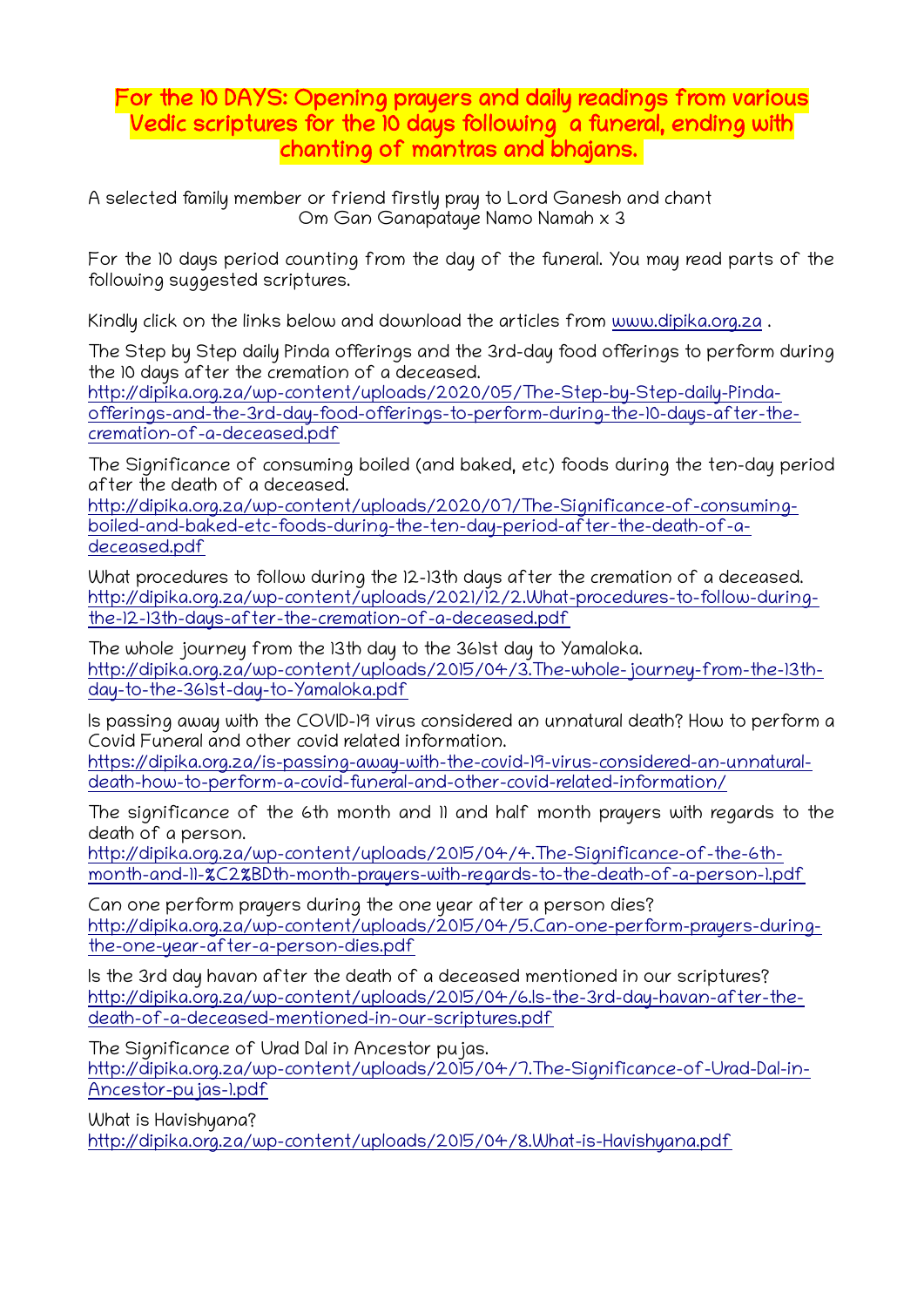## For the 10 DAYS: Opening prayers and daily readings from various Vedic scriptures for the 10 days following a funeral, ending with chanting of mantras and bhajans.

A selected family member or friend firstly pray to Lord Ganesh and chant
Om Gan Ganapataye Namo Namah x 3

For the 10 days period counting from the day of the funeral. You may read parts of the following suggested scriptures.

Kindly click on the links below and download the articles from www.dipika.org.za .

The Step by Step daily Pinda offerings and the 3rd-day food offerings to perform during the 10 days after the cremation of a deceased.
http://dipika.org.za/wp-content/uploads/2020/05/The-Step-by-Step-daily-Pinda-offerings-and-the-3rd-day-food-offerings-to-perform-during-the-10-days-after-the-cremation-of-a-deceased.pdf

The Significance of consuming boiled (and baked, etc) foods during the ten-day period after the death of a deceased.
http://dipika.org.za/wp-content/uploads/2020/07/The-Significance-of-consuming-boiled-and-baked-etc-foods-during-the-ten-day-period-after-the-death-of-a-deceased.pdf

What procedures to follow during the 12-13th days after the cremation of a deceased.
http://dipika.org.za/wp-content/uploads/2021/12/2.What-procedures-to-follow-during-the-12-13th-days-after-the-cremation-of-a-deceased.pdf

The whole journey from the 13th day to the 361st day to Yamaloka.
http://dipika.org.za/wp-content/uploads/2015/04/3.The-whole-journey-from-the-13th-day-to-the-361st-day-to-Yamaloka.pdf

Is passing away with the COVID-19 virus considered an unnatural death? How to perform a Covid Funeral and other covid related information.
https://dipika.org.za/is-passing-away-with-the-covid-19-virus-considered-an-unnatural-death-how-to-perform-a-covid-funeral-and-other-covid-related-information/

The significance of the 6th month and 11 and half month prayers with regards to the death of a person.
http://dipika.org.za/wp-content/uploads/2015/04/4.The-Significance-of-the-6th-month-and-11-%C2%BDth-month-prayers-with-regards-to-the-death-of-a-person-1.pdf

Can one perform prayers during the one year after a person dies?
http://dipika.org.za/wp-content/uploads/2015/04/5.Can-one-perform-prayers-during-the-one-year-after-a-person-dies.pdf

Is the 3rd day havan after the death of a deceased mentioned in our scriptures?
http://dipika.org.za/wp-content/uploads/2015/04/6.Is-the-3rd-day-havan-after-the-death-of-a-deceased-mentioned-in-our-scriptures.pdf

The Significance of Urad Dal in Ancestor pujas.
http://dipika.org.za/wp-content/uploads/2015/04/7.The-Significance-of-Urad-Dal-in-Ancestor-pujas-1.pdf

What is Havishyana?
http://dipika.org.za/wp-content/uploads/2015/04/8.What-is-Havishyana.pdf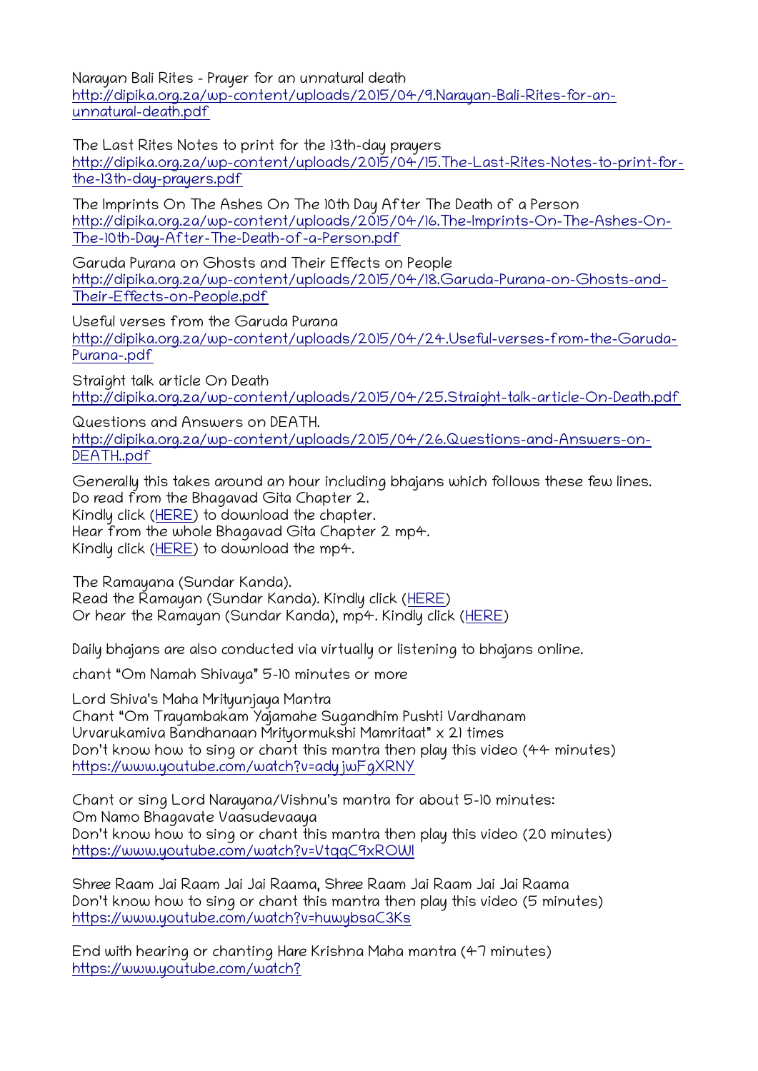Narayan Bali Rites - Prayer for an unnatural death
http://dipika.org.za/wp-content/uploads/2015/04/9.Narayan-Bali-Rites-for-an-unnatural-death.pdf

The Last Rites Notes to print for the 13th-day prayers
http://dipika.org.za/wp-content/uploads/2015/04/15.The-Last-Rites-Notes-to-print-for-the-13th-day-prayers.pdf

The Imprints On The Ashes On The 10th Day After The Death of a Person
http://dipika.org.za/wp-content/uploads/2015/04/16.The-Imprints-On-The-Ashes-On-The-10th-Day-After-The-Death-of-a-Person.pdf

Garuda Purana on Ghosts and Their Effects on People
http://dipika.org.za/wp-content/uploads/2015/04/18.Garuda-Purana-on-Ghosts-and-Their-Effects-on-People.pdf

Useful verses from the Garuda Purana
http://dipika.org.za/wp-content/uploads/2015/04/24.Useful-verses-from-the-Garuda-Purana-.pdf

Straight talk article On Death
http://dipika.org.za/wp-content/uploads/2015/04/25.Straight-talk-article-On-Death.pdf

Questions and Answers on DEATH.
http://dipika.org.za/wp-content/uploads/2015/04/26.Questions-and-Answers-on-DEATH..pdf

Generally this takes around an hour including bhajans which follows these few lines.
Do read from the Bhagavad Gita Chapter 2.
Kindly click (HERE) to download the chapter.
Hear from the whole Bhagavad Gita Chapter 2 mp4.
Kindly click (HERE) to download the mp4.

The Ramayana (Sundar Kanda).
Read the Ramayan (Sundar Kanda). Kindly click (HERE)
Or hear the Ramayan (Sundar Kanda), mp4. Kindly click (HERE)

Daily bhajans are also conducted via virtually or listening to bhajans online.

chant "Om Namah Shivaya" 5-10 minutes or more

Lord Shiva's Maha Mrityunjaya Mantra
Chant "Om Trayambakam Yajamahe Sugandhim Pushti Vardhanam
Urvarukamiva Bandhanaan Mrityormukshi Mamritaat" x 21 times
Don't know how to sing or chant this mantra then play this video (44 minutes)
https://www.youtube.com/watch?v=adyjwFgXRNY

Chant or sing Lord Narayana/Vishnu's mantra for about 5-10 minutes:
Om Namo Bhagavate Vaasudevaaya
Don't know how to sing or chant this mantra then play this video (20 minutes)
https://www.youtube.com/watch?v=VtqqC9xROWI

Shree Raam Jai Raam Jai Jai Raama, Shree Raam Jai Raam Jai Jai Raama
Don't know how to sing or chant this mantra then play this video (5 minutes)
https://www.youtube.com/watch?v=huwybsaC3Ks

End with hearing or chanting Hare Krishna Maha mantra (47 minutes)
https://www.youtube.com/watch?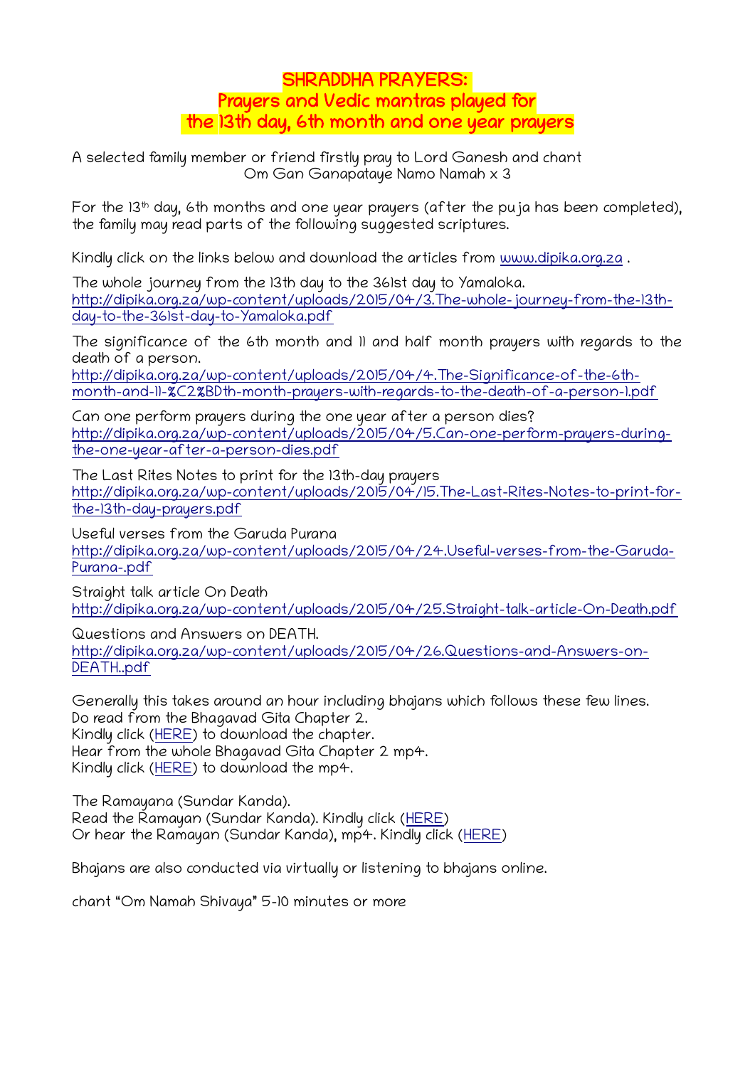# SHRADDHA PRAYERS:
# Prayers and Vedic mantras played for the 13th day, 6th month and one year prayers

A selected family member or friend firstly pray to Lord Ganesh and chant
Om Gan Ganapataye Namo Namah x 3

For the 13th day, 6th months and one year prayers (after the puja has been completed), the family may read parts of the following suggested scriptures.

Kindly click on the links below and download the articles from www.dipika.org.za .

The whole journey from the 13th day to the 361st day to Yamaloka.
http://dipika.org.za/wp-content/uploads/2015/04/3.The-whole-journey-from-the-13th-day-to-the-361st-day-to-Yamaloka.pdf

The significance of the 6th month and 11 and half month prayers with regards to the death of a person.
http://dipika.org.za/wp-content/uploads/2015/04/4.The-Significance-of-the-6th-month-and-11-%C2%BDth-month-prayers-with-regards-to-the-death-of-a-person-1.pdf

Can one perform prayers during the one year after a person dies?
http://dipika.org.za/wp-content/uploads/2015/04/5.Can-one-perform-prayers-during-the-one-year-after-a-person-dies.pdf

The Last Rites Notes to print for the 13th-day prayers
http://dipika.org.za/wp-content/uploads/2015/04/15.The-Last-Rites-Notes-to-print-for-the-13th-day-prayers.pdf

Useful verses from the Garuda Purana
http://dipika.org.za/wp-content/uploads/2015/04/24.Useful-verses-from-the-Garuda-Purana-.pdf

Straight talk article On Death
http://dipika.org.za/wp-content/uploads/2015/04/25.Straight-talk-article-On-Death.pdf

Questions and Answers on DEATH.
http://dipika.org.za/wp-content/uploads/2015/04/26.Questions-and-Answers-on-DEATH..pdf

Generally this takes around an hour including bhajans which follows these few lines.
Do read from the Bhagavad Gita Chapter 2.
Kindly click (HERE) to download the chapter.
Hear from the whole Bhagavad Gita Chapter 2 mp4.
Kindly click (HERE) to download the mp4.

The Ramayana (Sundar Kanda).
Read the Ramayan (Sundar Kanda). Kindly click (HERE)
Or hear the Ramayan (Sundar Kanda), mp4. Kindly click (HERE)

Bhajans are also conducted via virtually or listening to bhajans online.

chant "Om Namah Shivaya" 5-10 minutes or more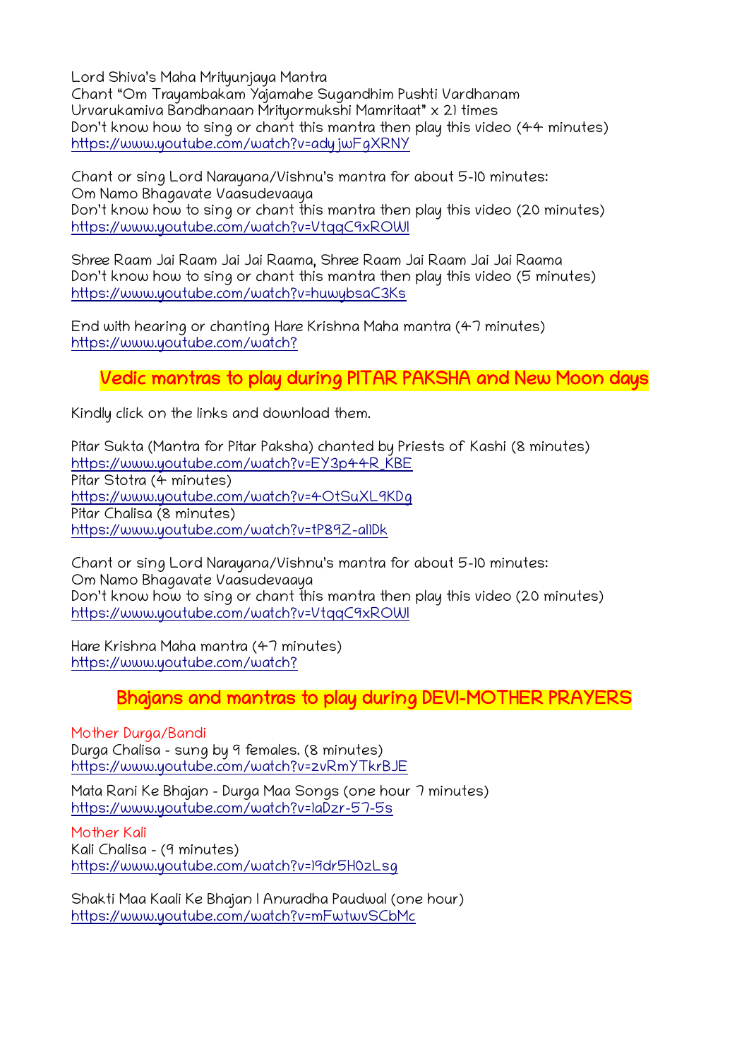Lord Shiva's Maha Mrityunjaya Mantra
Chant "Om Trayambakam Yajamahe Sugandhim Pushti Vardhanam Urvarukamiva Bandhanaan Mrityormukshi Mamritaat" x 21 times
Don't know how to sing or chant this mantra then play this video (44 minutes)
https://www.youtube.com/watch?v=adyjwFgXRNY

Chant or sing Lord Narayana/Vishnu's mantra for about 5-10 minutes:
Om Namo Bhagavate Vaasudevaaya
Don't know how to sing or chant this mantra then play this video (20 minutes)
https://www.youtube.com/watch?v=VtqqC9xROWI

Shree Raam Jai Raam Jai Jai Raama, Shree Raam Jai Raam Jai Jai Raama
Don't know how to sing or chant this mantra then play this video (5 minutes)
https://www.youtube.com/watch?v=huwybsaC3Ks

End with hearing or chanting Hare Krishna Maha mantra (47 minutes)
https://www.youtube.com/watch?

## Vedic mantras to play during PITAR PAKSHA and New Moon days

Kindly click on the links and download them.

Pitar Sukta (Mantra for Pitar Paksha) chanted by Priests of Kashi (8 minutes)
https://www.youtube.com/watch?v=EY3p44R_KBE
Pitar Stotra (4 minutes)
https://www.youtube.com/watch?v=4OtSuXL9KDg
Pitar Chalisa (8 minutes)
https://www.youtube.com/watch?v=tP89Z-alIDk

Chant or sing Lord Narayana/Vishnu's mantra for about 5-10 minutes:
Om Namo Bhagavate Vaasudevaaya
Don't know how to sing or chant this mantra then play this video (20 minutes)
https://www.youtube.com/watch?v=VtqqC9xROWI

Hare Krishna Maha mantra (47 minutes)
https://www.youtube.com/watch?

## Bhajans and mantras to play during DEVI-MOTHER PRAYERS

Mother Durga/Bandi
Durga Chalisa - sung by 9 females. (8 minutes)
https://www.youtube.com/watch?v=zvRmYTkrBJE

Mata Rani Ke Bhajan - Durga Maa Songs (one hour 7 minutes)
https://www.youtube.com/watch?v=laDzr-57-5s

Mother Kali
Kali Chalisa - (9 minutes)
https://www.youtube.com/watch?v=I9dr5H0zLsg

Shakti Maa Kaali Ke Bhajan I Anuradha Paudwal (one hour)
https://www.youtube.com/watch?v=mFwtwvSCbMc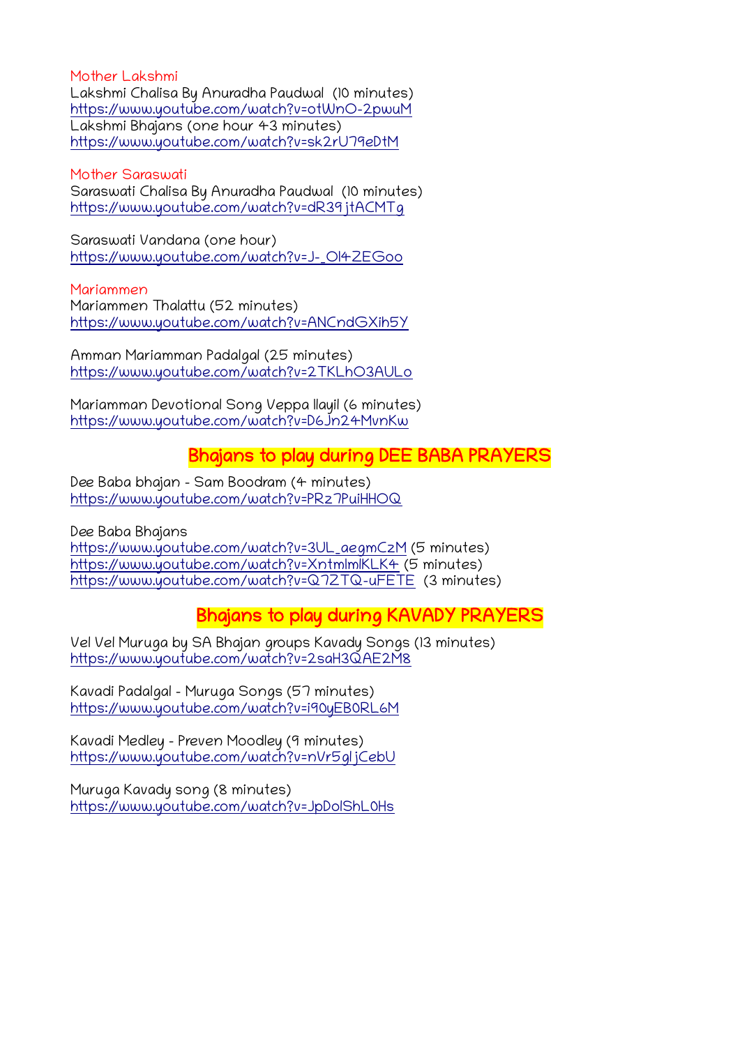Mother Lakshmi

Lakshmi Chalisa By Anuradha Paudwal (10 minutes)
https://www.youtube.com/watch?v=otWnO-2pwuM
Lakshmi Bhajans (one hour 43 minutes)
https://www.youtube.com/watch?v=sk2rU79eDtM

Mother Saraswati

Saraswati Chalisa By Anuradha Paudwal (10 minutes)
https://www.youtube.com/watch?v=dR39jtACMTg

Saraswati Vandana (one hour)
https://www.youtube.com/watch?v=J-_Ol4ZEGoo

Mariammen

Mariammen Thalattu (52 minutes)
https://www.youtube.com/watch?v=ANCndGXih5Y

Amman Mariamman Padalgal (25 minutes)
https://www.youtube.com/watch?v=2TKLhO3AULo

Mariamman Devotional Song Veppa Ilayil (6 minutes)
https://www.youtube.com/watch?v=D6Jn24MvnKw

## Bhajans to play during DEE BABA PRAYERS

Dee Baba bhajan - Sam Boodram (4 minutes)
https://www.youtube.com/watch?v=PRz7PuiHHOQ

Dee Baba Bhajans
https://www.youtube.com/watch?v=3UL_aegmCzM (5 minutes)
https://www.youtube.com/watch?v=XntmlmlKLK4 (5 minutes)
https://www.youtube.com/watch?v=Q7ZTQ-uFETE (3 minutes)

## Bhajans to play during KAVADY PRAYERS

Vel Vel Muruga by SA Bhajan groups Kavady Songs (13 minutes)
https://www.youtube.com/watch?v=2saH3QAE2M8

Kavadi Padalgal - Muruga Songs (57 minutes)
https://www.youtube.com/watch?v=i90yEB0RL6M

Kavadi Medley - Preven Moodley (9 minutes)
https://www.youtube.com/watch?v=nVr5gljCebU

Muruga Kavady song (8 minutes)
https://www.youtube.com/watch?v=JpDolShL0Hs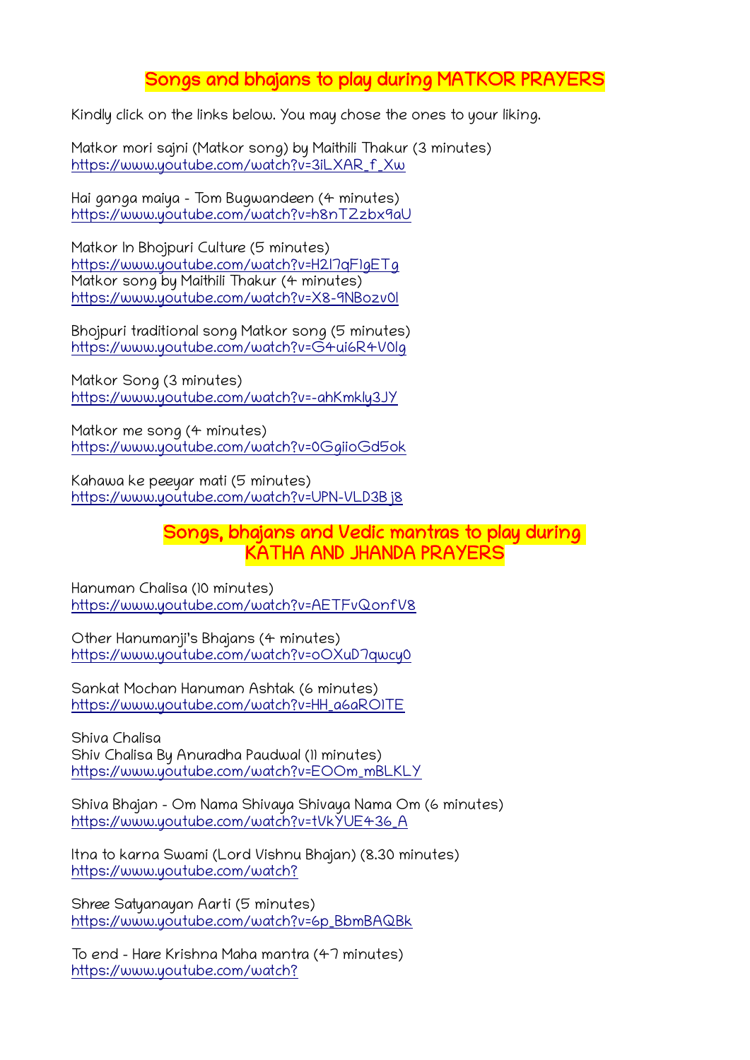## Songs and bhajans to play during MATKOR PRAYERS

Kindly click on the links below. You may chose the ones to your liking.

Matkor mori sajni (Matkor song) by Maithili Thakur (3 minutes)
https://www.youtube.com/watch?v=3iLXAR_f_Xw

Hai ganga maiya - Tom Bugwandeen (4 minutes)
https://www.youtube.com/watch?v=h8nTZzbx9aU

Matkor In Bhojpuri Culture (5 minutes)
https://www.youtube.com/watch?v=H2l7qFlgETg
Matkor song by Maithili Thakur (4 minutes)
https://www.youtube.com/watch?v=X8-9NBozv0I

Bhojpuri traditional song Matkor song (5 minutes)
https://www.youtube.com/watch?v=G4ui6R4V0lg

Matkor Song (3 minutes)
https://www.youtube.com/watch?v=-ahKmkly3JY

Matkor me song (4 minutes)
https://www.youtube.com/watch?v=0GgiioGd5ok

Kahawa ke peeyar mati (5 minutes)
https://www.youtube.com/watch?v=UPN-VLD3Bj8

## Songs, bhajans and Vedic mantras to play during KATHA AND JHANDA PRAYERS

Hanuman Chalisa (10 minutes)
https://www.youtube.com/watch?v=AETFvQonfV8

Other Hanumanji's Bhajans (4 minutes)
https://www.youtube.com/watch?v=oOXuD7qwcy0

Sankat Mochan Hanuman Ashtak (6 minutes)
https://www.youtube.com/watch?v=HH_a6aROITE

Shiva Chalisa
Shiv Chalisa By Anuradha Paudwal (11 minutes)
https://www.youtube.com/watch?v=EOOm_mBLKLY

Shiva Bhajan - Om Nama Shivaya Shivaya Nama Om (6 minutes)
https://www.youtube.com/watch?v=tVkYUE436_A

Itna to karna Swami (Lord Vishnu Bhajan) (8.30 minutes)
https://www.youtube.com/watch?

Shree Satyanayan Aarti (5 minutes)
https://www.youtube.com/watch?v=6p_BbmBAQBk

To end - Hare Krishna Maha mantra (47 minutes)
https://www.youtube.com/watch?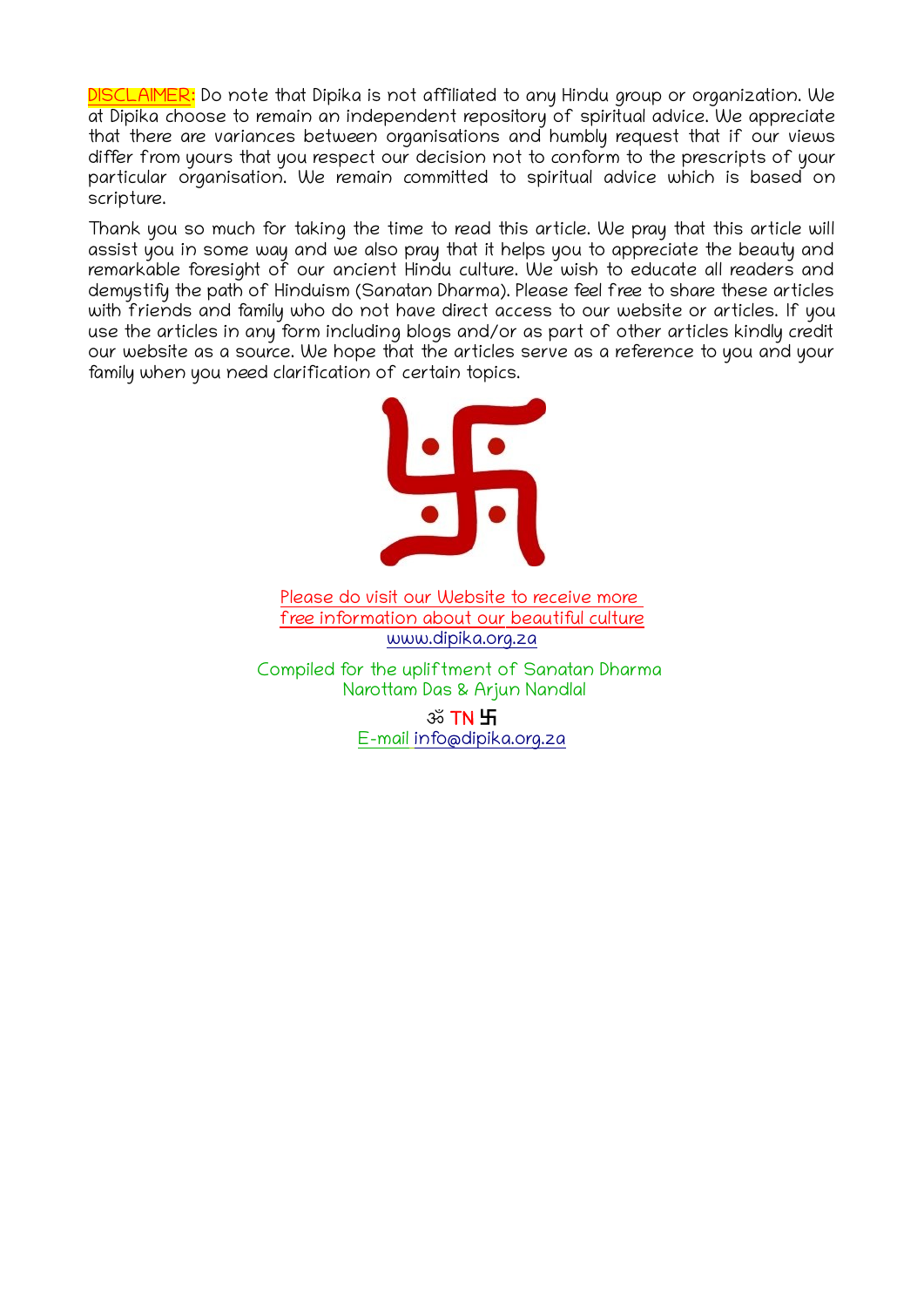**DISCLAIMER:** Do note that Dipika is not affiliated to any Hindu group or organization. We at Dipika choose to remain an independent repository of spiritual advice. We appreciate that there are variances between organisations and humbly request that if our views differ from yours that you respect our decision not to conform to the prescripts of your particular organisation. We remain committed to spiritual advice which is based on scripture.

Thank you so much for taking the time to read this article. We pray that this article will assist you in some way and we also pray that it helps you to appreciate the beauty and remarkable foresight of our ancient Hindu culture. We wish to educate all readers and demystify the path of Hinduism (Sanatan Dharma). Please feel free to share these articles with friends and family who do not have direct access to our website or articles. If you use the articles in any form including blogs and/or as part of other articles kindly credit our website as a source. We hope that the articles serve as a reference to you and your family when you need clarification of certain topics.

卐

Please do visit our Website to receive more free information about our beautiful culture
www.dipika.org.za

Compiled for the upliftment of Sanatan Dharma
Narottam Das & Arjun Nandlal

ॐ TN 卐
E-mail info@dipika.org.za